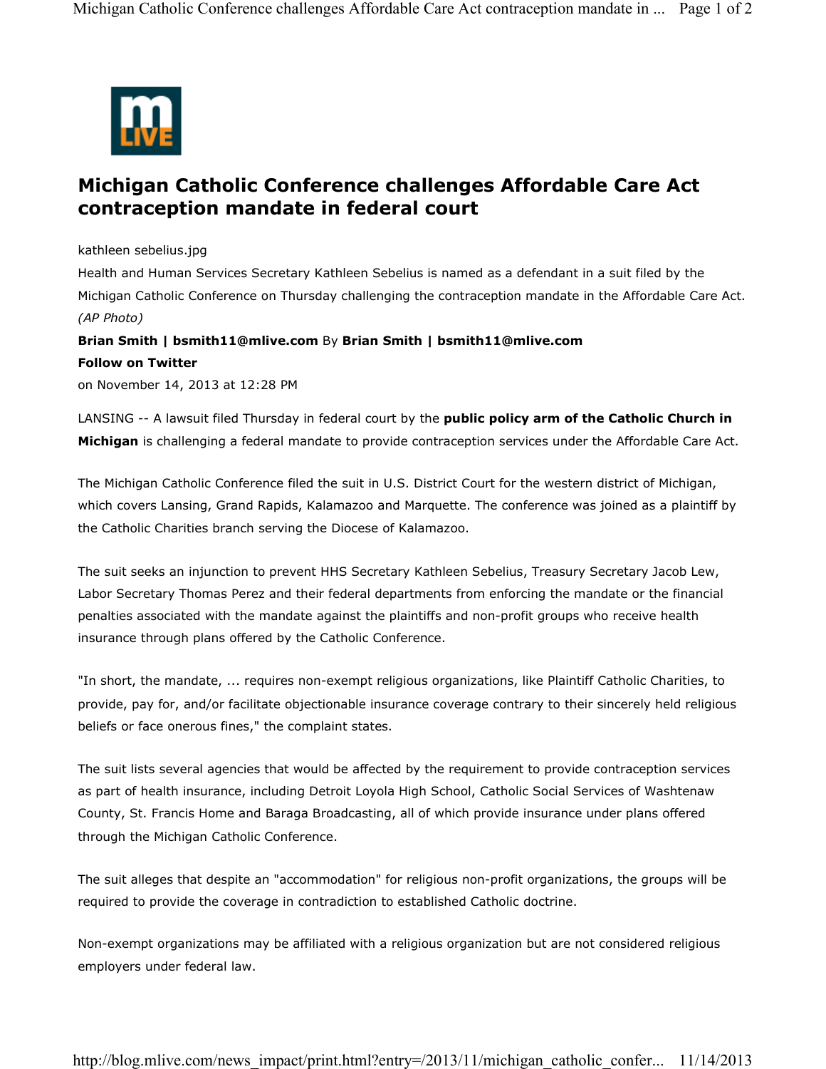# Michigan Catholic Conference challenges Affordable Care Act contraception mandate in federal court

kathleen sebelius.jpg

Health and Human Services Secretary Kathleen Sebelius is named as a defendant in a suit filed by the Michigan Catholic Conference on Thursday challenging the contraception mandate in the Affordable Care Act. *(AP Photo)*

**Brian Smith | bsmith11@mlive.com** By **Brian Smith | bsmith11@mlive.com**

**Follow on Twitter**

on November 14, 2013 at 12:28 PM

LANSING -- A lawsuit filed Thursday in federal court by the **public policy arm of the Catholic Church in Michigan** is challenging a federal mandate to provide contraception services under the Affordable Care Act.

The Michigan Catholic Conference filed the suit in U.S. District Court for the western district of Michigan, which covers Lansing, Grand Rapids, Kalamazoo and Marquette. The conference was joined as a plaintiff by the Catholic Charities branch serving the Diocese of Kalamazoo.

The suit seeks an injunction to prevent HHS Secretary Kathleen Sebelius, Treasury Secretary Jacob Lew, Labor Secretary Thomas Perez and their federal departments from enforcing the mandate or the financial penalties associated with the mandate against the plaintiffs and non-profit groups who receive health insurance through plans offered by the Catholic Conference.

"In short, the mandate, ... requires non-exempt religious organizations, like Plaintiff Catholic Charities, to provide, pay for, and/or facilitate objectionable insurance coverage contrary to their sincerely held religious beliefs or face onerous fines," the complaint states.

The suit lists several agencies that would be affected by the requirement to provide contraception services as part of health insurance, including Detroit Loyola High School, Catholic Social Services of Washtenaw County, St. Francis Home and Baraga Broadcasting, all of which provide insurance under plans offered through the Michigan Catholic Conference.

The suit alleges that despite an "accommodation" for religious non-profit organizations, the groups will be required to provide the coverage in contradiction to established Catholic doctrine.

Non-exempt organizations may be affiliated with a religious organization but are not considered religious employers under federal law.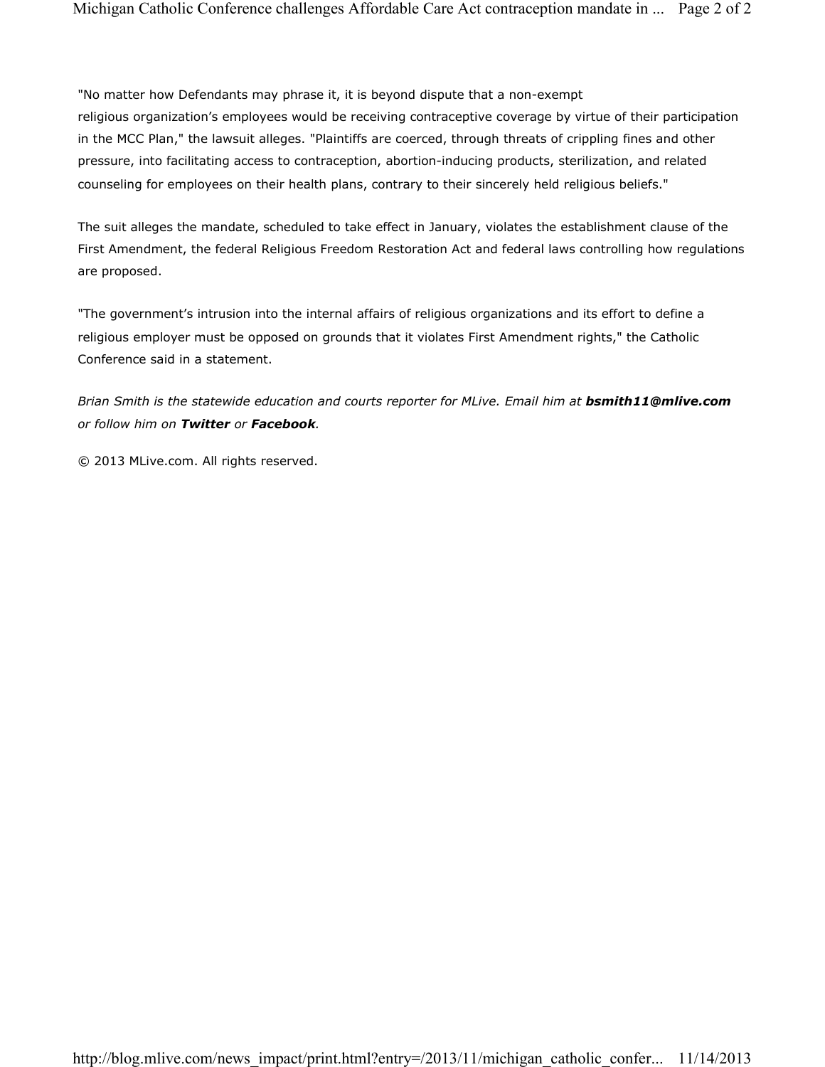"No matter how Defendants may phrase it, it is beyond dispute that a non-exempt religious organization's employees would be receiving contraceptive coverage by virtue of their participation in the MCC Plan," the lawsuit alleges. "Plaintiffs are coerced, through threats of crippling fines and other pressure, into facilitating access to contraception, abortion-inducing products, sterilization, and related counseling for employees on their health plans, contrary to their sincerely held religious beliefs."

The suit alleges the mandate, scheduled to take effect in January, violates the establishment clause of the First Amendment, the federal Religious Freedom Restoration Act and federal laws controlling how regulations are proposed.

"The government's intrusion into the internal affairs of religious organizations and its effort to define a religious employer must be opposed on grounds that it violates First Amendment rights," the Catholic Conference said in a statement.

*Brian Smith is the statewide education and courts reporter for MLive. Email him at **bsmith11@mlive.com** or follow him on **Twitter** or **Facebook**.*

© 2013 MLive.com. All rights reserved.